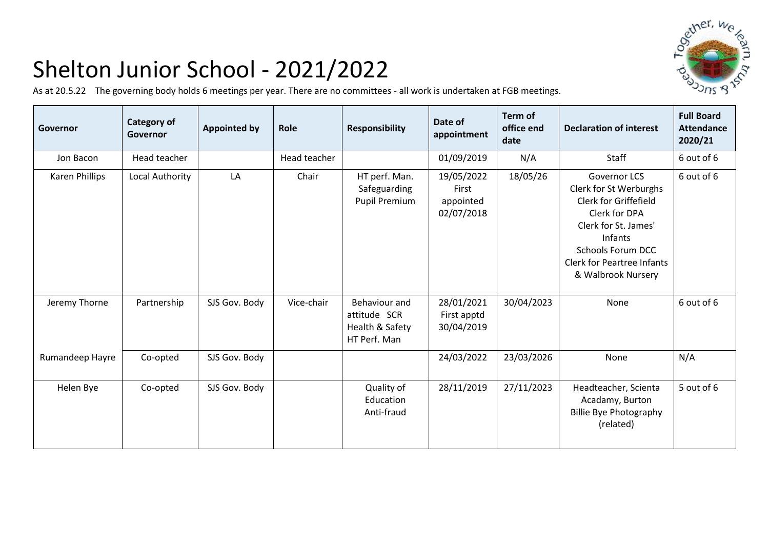# Shelton Junior School - 2021/2022

As at 20.5.22 The governing body holds 6 meetings per year. There are no committees - all work is undertaken at FGB meetings.

| Governor | Category of Governor | Appointed by | Role | Responsibility | Date of appointment | Term of office end date | Declaration of interest | Full Board Attendance 2020/21 |
|---|---|---|---|---|---|---|---|---|
| Jon Bacon | Head teacher | | Head teacher | | 01/09/2019 | N/A | Staff | 6 out of 6 |
| Karen Phillips | Local Authority | LA | Chair | HT perf. Man.<br>Safeguarding<br>Pupil Premium | 19/05/2022 First appointed 02/07/2018 | 18/05/26 | Governor LCS<br>Clerk for St Werburghs<br>Clerk for Griffefield<br>Clerk for DPA<br>Clerk for St. James' Infants<br>Schools Forum DCC<br>Clerk for Peartree Infants & Walbrook Nursery | 6 out of 6 |
| Jeremy Thorne | Partnership | SJS Gov. Body | Vice-chair | Behaviour and attitude SCR<br>Health & Safety<br>HT Perf. Man | 28/01/2021 First apptd 30/04/2019 | 30/04/2023 | None | 6 out of 6 |
| Rumandeep Hayre | Co-opted | SJS Gov. Body | | | 24/03/2022 | 23/03/2026 | None | N/A |
| Helen Bye | Co-opted | SJS Gov. Body | | Quality of Education<br>Anti-fraud | 28/11/2019 | 27/11/2023 | Headteacher, Scienta Acadamy, Burton<br>Billie Bye Photography (related) | 5 out of 6 |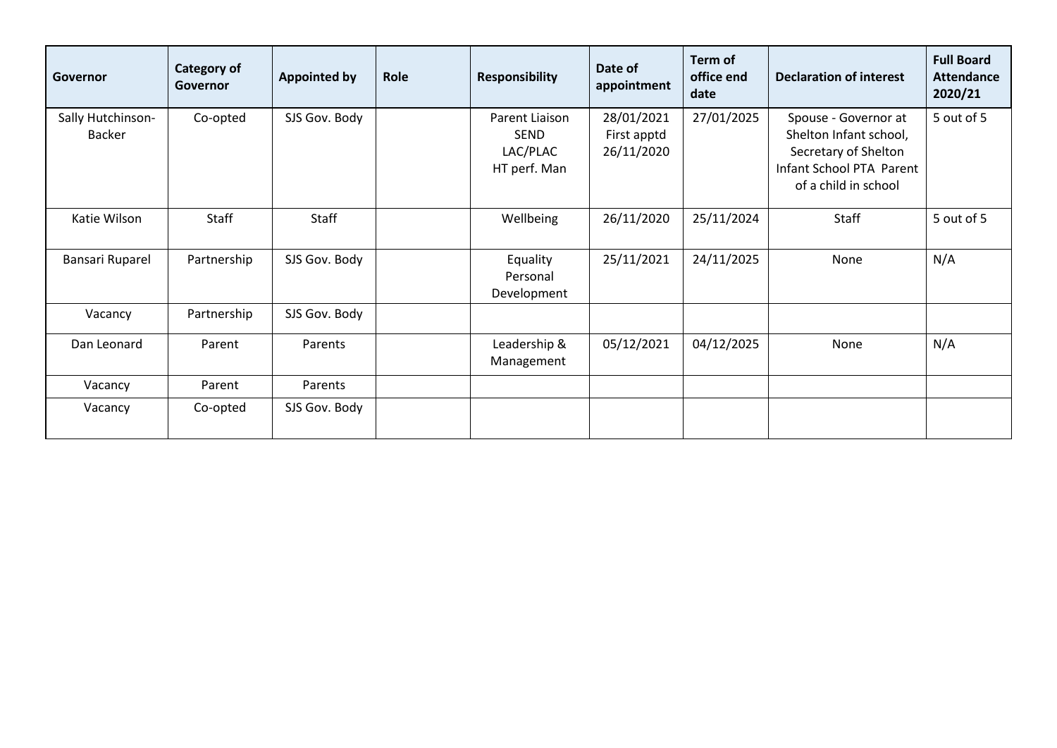| Governor | Category of Governor | Appointed by | Role | Responsibility | Date of appointment | Term of office end date | Declaration of interest | Full Board Attendance 2020/21 |
|---|---|---|---|---|---|---|---|---|
| Sally Hutchinson-Backer | Co-opted | SJS Gov. Body | | Parent Liaison SEND LAC/PLAC HT perf. Man | 28/01/2021 First apptd 26/11/2020 | 27/01/2025 | Spouse - Governor at Shelton Infant school, Secretary of Shelton Infant School PTA Parent of a child in school | 5 out of 5 |
| Katie Wilson | Staff | Staff | | Wellbeing | 26/11/2020 | 25/11/2024 | Staff | 5 out of 5 |
| Bansari Ruparel | Partnership | SJS Gov. Body | | Equality Personal Development | 25/11/2021 | 24/11/2025 | None | N/A |
| Vacancy | Partnership | SJS Gov. Body | | | | | | |
| Dan Leonard | Parent | Parents | | Leadership & Management | 05/12/2021 | 04/12/2025 | None | N/A |
| Vacancy | Parent | Parents | | | | | | |
| Vacancy | Co-opted | SJS Gov. Body | | | | | | |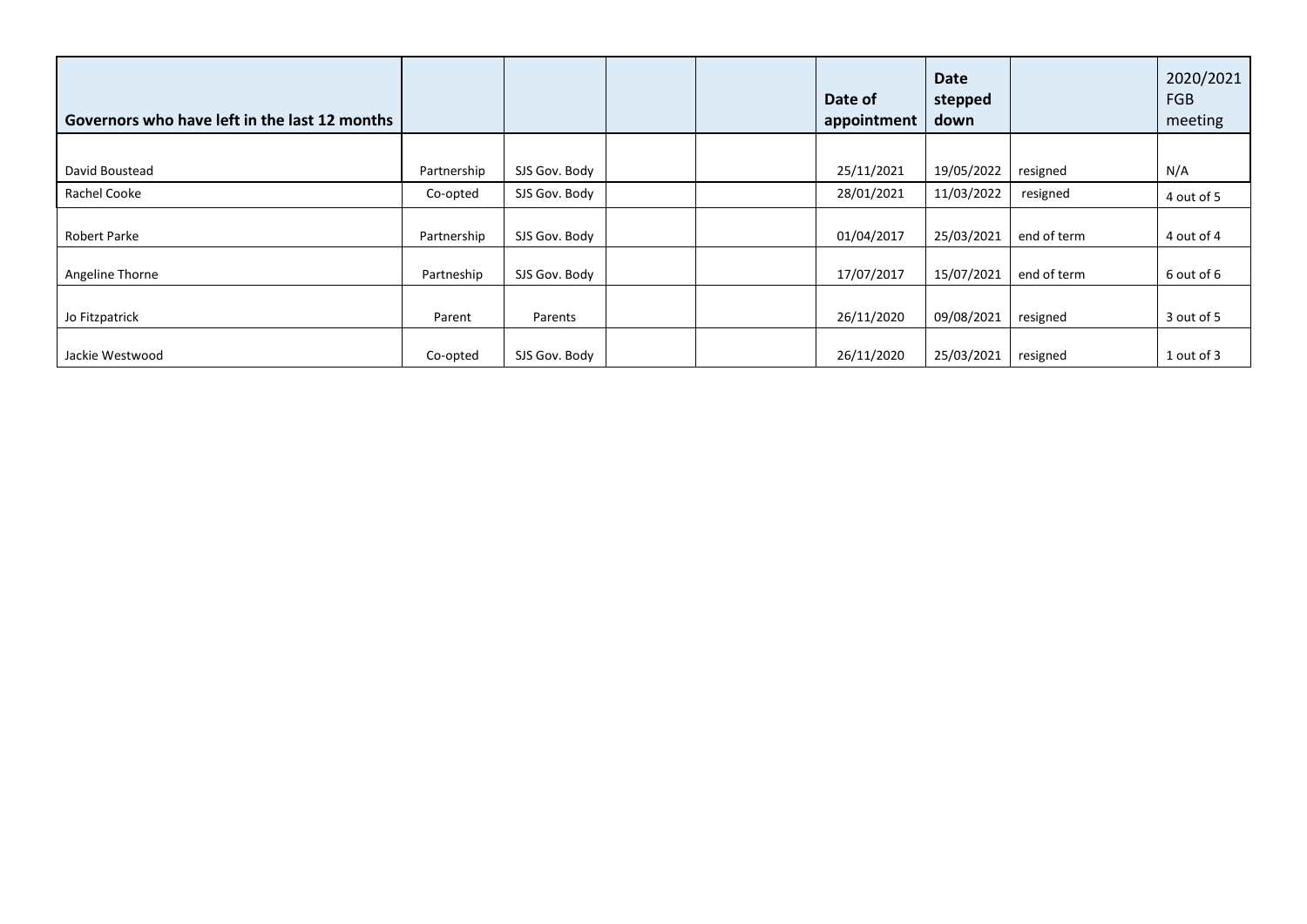| Governors who have left in the last 12 months | | | | | Date of appointment | Date stepped down | | 2020/2021 FGB meeting |
|---|---|---|---|---|---|---|---|---|
| David Boustead | Partnership | SJS Gov. Body | | | 25/11/2021 | 19/05/2022 | resigned | N/A |
| Rachel Cooke | Co-opted | SJS Gov. Body | | | 28/01/2021 | 11/03/2022 | resigned | 4 out of 5 |
| Robert Parke | Partnership | SJS Gov. Body | | | 01/04/2017 | 25/03/2021 | end of term | 4 out of 4 |
| Angeline Thorne | Partneship | SJS Gov. Body | | | 17/07/2017 | 15/07/2021 | end of term | 6 out of 6 |
| Jo Fitzpatrick | Parent | Parents | | | 26/11/2020 | 09/08/2021 | resigned | 3 out of 5 |
| Jackie Westwood | Co-opted | SJS Gov. Body | | | 26/11/2020 | 25/03/2021 | resigned | 1 out of 3 |